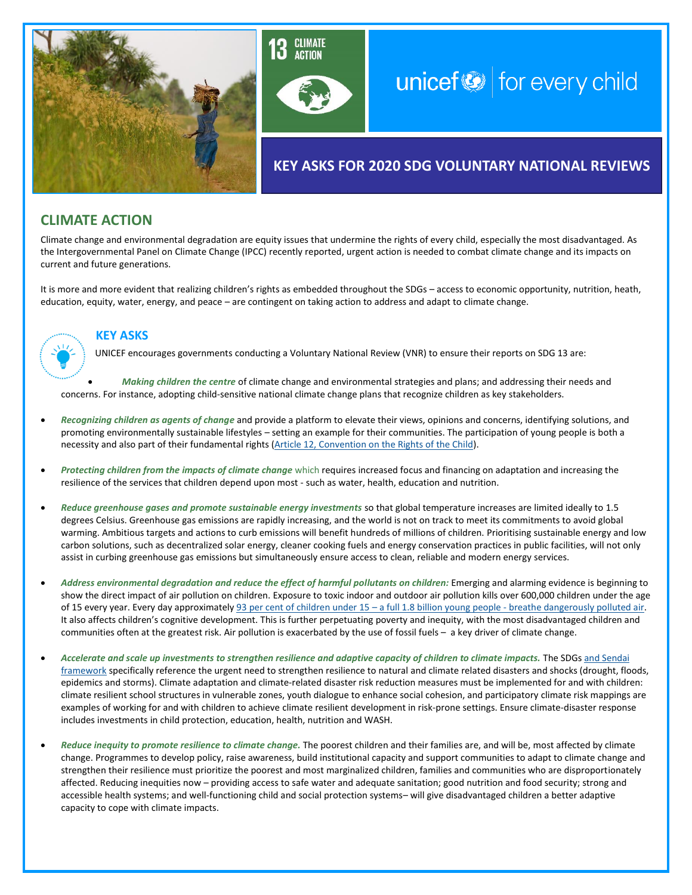13 CLIMATE ACTION

unicef | for every child

# KEY ASKS FOR 2020 SDG VOLUNTARY NATIONAL REVIEWS

## CLIMATE ACTION

Climate change and environmental degradation are equity issues that undermine the rights of every child, especially the most disadvantaged. As the Intergovernmental Panel on Climate Change (IPCC) recently reported, urgent action is needed to combat climate change and its impacts on current and future generations.

It is more and more evident that realizing children's rights as embedded throughout the SDGs – access to economic opportunity, nutrition, heath, education, equity, water, energy, and peace – are contingent on taking action to address and adapt to climate change.

### KEY ASKS

UNICEF encourages governments conducting a Voluntary National Review (VNR) to ensure their reports on SDG 13 are:

- ***Making children the centre*** of climate change and environmental strategies and plans; and addressing their needs and concerns. For instance, adopting child-sensitive national climate change plans that recognize children as key stakeholders.
- ***Recognizing children as agents of change*** and provide a platform to elevate their views, opinions and concerns, identifying solutions, and promoting environmentally sustainable lifestyles – setting an example for their communities. The participation of young people is both a necessity and also part of their fundamental rights (Article 12, Convention on the Rights of the Child).
- ***Protecting children from the impacts of climate change*** which requires increased focus and financing on adaptation and increasing the resilience of the services that children depend upon most - such as water, health, education and nutrition.
- ***Reduce greenhouse gases and promote sustainable energy investments*** so that global temperature increases are limited ideally to 1.5 degrees Celsius. Greenhouse gas emissions are rapidly increasing, and the world is not on track to meet its commitments to avoid global warming. Ambitious targets and actions to curb emissions will benefit hundreds of millions of children. Prioritising sustainable energy and low carbon solutions, such as decentralized solar energy, cleaner cooking fuels and energy conservation practices in public facilities, will not only assist in curbing greenhouse gas emissions but simultaneously ensure access to clean, reliable and modern energy services.
- ***Address environmental degradation and reduce the effect of harmful pollutants on children:*** Emerging and alarming evidence is beginning to show the direct impact of air pollution on children. Exposure to toxic indoor and outdoor air pollution kills over 600,000 children under the age of 15 every year. Every day approximately 93 per cent of children under 15 – a full 1.8 billion young people - breathe dangerously polluted air. It also affects children's cognitive development. This is further perpetuating poverty and inequity, with the most disadvantaged children and communities often at the greatest risk. Air pollution is exacerbated by the use of fossil fuels – a key driver of climate change.
- ***Accelerate and scale up investments to strengthen resilience and adaptive capacity of children to climate impacts.*** The SDGs and Sendai framework specifically reference the urgent need to strengthen resilience to natural and climate related disasters and shocks (drought, floods, epidemics and storms). Climate adaptation and climate-related disaster risk reduction measures must be implemented for and with children: climate resilient school structures in vulnerable zones, youth dialogue to enhance social cohesion, and participatory climate risk mappings are examples of working for and with children to achieve climate resilient development in risk-prone settings. Ensure climate-disaster response includes investments in child protection, education, health, nutrition and WASH.
- ***Reduce inequity to promote resilience to climate change.*** The poorest children and their families are, and will be, most affected by climate change. Programmes to develop policy, raise awareness, build institutional capacity and support communities to adapt to climate change and strengthen their resilience must prioritize the poorest and most marginalized children, families and communities who are disproportionately affected. Reducing inequities now – providing access to safe water and adequate sanitation; good nutrition and food security; strong and accessible health systems; and well-functioning child and social protection systems– will give disadvantaged children a better adaptive capacity to cope with climate impacts.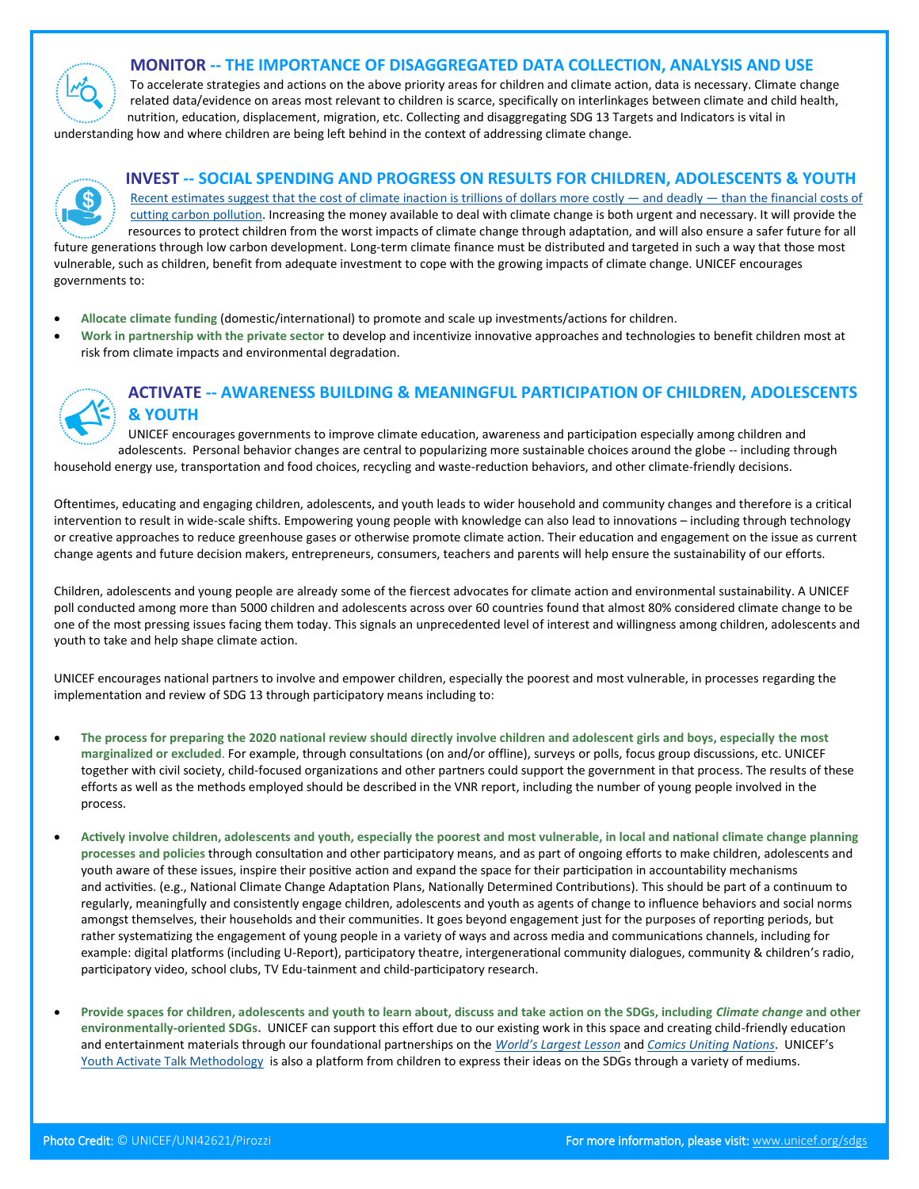## MONITOR -- THE IMPORTANCE OF DISAGGREGATED DATA COLLECTION, ANALYSIS AND USE

To accelerate strategies and actions on the above priority areas for children and climate action, data is necessary. Climate change related data/evidence on areas most relevant to children is scarce, specifically on interlinkages between climate and child health, nutrition, education, displacement, migration, etc. Collecting and disaggregating SDG 13 Targets and Indicators is vital in understanding how and where children are being left behind in the context of addressing climate change.

## INVEST -- SOCIAL SPENDING AND PROGRESS ON RESULTS FOR CHILDREN, ADOLESCENTS & YOUTH

Recent estimates suggest that the cost of climate inaction is trillions of dollars more costly — and deadly — than the financial costs of cutting carbon pollution. Increasing the money available to deal with climate change is both urgent and necessary. It will provide the resources to protect children from the worst impacts of climate change through adaptation, and will also ensure a safer future for all future generations through low carbon development. Long-term climate finance must be distributed and targeted in such a way that those most vulnerable, such as children, benefit from adequate investment to cope with the growing impacts of climate change. UNICEF encourages governments to:

- **Allocate climate funding** (domestic/international) to promote and scale up investments/actions for children.
- **Work in partnership with the private sector** to develop and incentivize innovative approaches and technologies to benefit children most at risk from climate impacts and environmental degradation.

## ACTIVATE -- AWARENESS BUILDING & MEANINGFUL PARTICIPATION OF CHILDREN, ADOLESCENTS & YOUTH

UNICEF encourages governments to improve climate education, awareness and participation especially among children and adolescents. Personal behavior changes are central to popularizing more sustainable choices around the globe -- including through household energy use, transportation and food choices, recycling and waste-reduction behaviors, and other climate-friendly decisions.

Oftentimes, educating and engaging children, adolescents, and youth leads to wider household and community changes and therefore is a critical intervention to result in wide-scale shifts. Empowering young people with knowledge can also lead to innovations – including through technology or creative approaches to reduce greenhouse gases or otherwise promote climate action. Their education and engagement on the issue as current change agents and future decision makers, entrepreneurs, consumers, teachers and parents will help ensure the sustainability of our efforts.

Children, adolescents and young people are already some of the fiercest advocates for climate action and environmental sustainability. A UNICEF poll conducted among more than 5000 children and adolescents across over 60 countries found that almost 80% considered climate change to be one of the most pressing issues facing them today. This signals an unprecedented level of interest and willingness among children, adolescents and youth to take and help shape climate action.

UNICEF encourages national partners to involve and empower children, especially the poorest and most vulnerable, in processes regarding the implementation and review of SDG 13 through participatory means including to:

- **The process for preparing the 2020 national review should directly involve children and adolescent girls and boys, especially the most marginalized or excluded**. For example, through consultations (on and/or offline), surveys or polls, focus group discussions, etc. UNICEF together with civil society, child-focused organizations and other partners could support the government in that process. The results of these efforts as well as the methods employed should be described in the VNR report, including the number of young people involved in the process.

- **Actively involve children, adolescents and youth, especially the poorest and most vulnerable, in local and national climate change planning processes and policies** through consultation and other participatory means, and as part of ongoing efforts to make children, adolescents and youth aware of these issues, inspire their positive action and expand the space for their participation in accountability mechanisms and activities. (e.g., National Climate Change Adaptation Plans, Nationally Determined Contributions). This should be part of a continuum to regularly, meaningfully and consistently engage children, adolescents and youth as agents of change to influence behaviors and social norms amongst themselves, their households and their communities. It goes beyond engagement just for the purposes of reporting periods, but rather systematizing the engagement of young people in a variety of ways and across media and communications channels, including for example: digital platforms (including U-Report), participatory theatre, intergenerational community dialogues, community & children's radio, participatory video, school clubs, TV Edu-tainment and child-participatory research.

- **Provide spaces for children, adolescents and youth to learn about, discuss and take action on the SDGs, including *Climate change* and other environmentally-oriented SDGs.** UNICEF can support this effort due to our existing work in this space and creating child-friendly education and entertainment materials through our foundational partnerships on the *World's Largest Lesson* and *Comics Uniting Nations*. UNICEF's Youth Activate Talk Methodology is also a platform from children to express their ideas on the SDGs through a variety of mediums.

Photo Credit: © UNICEF/UNI42621/Pirozzi

For more information, please visit: www.unicef.org/sdgs